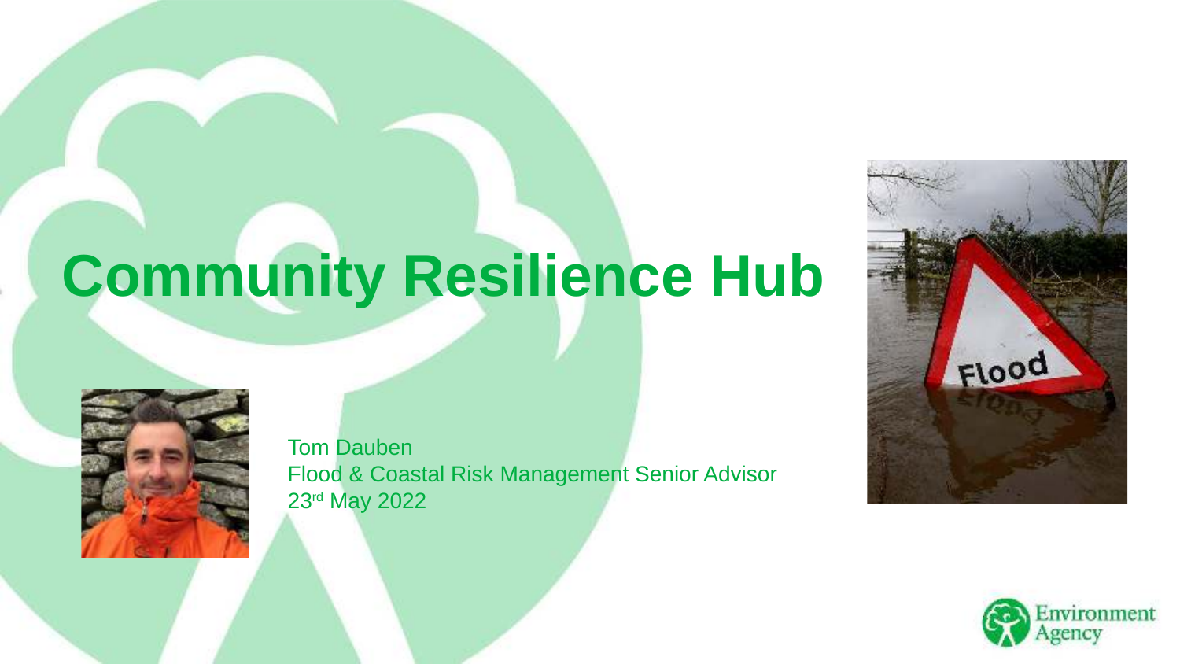# Community Resilience Hub

Tom Dauben
Flood & Coastal Risk Management Senior Advisor
23rd May 2022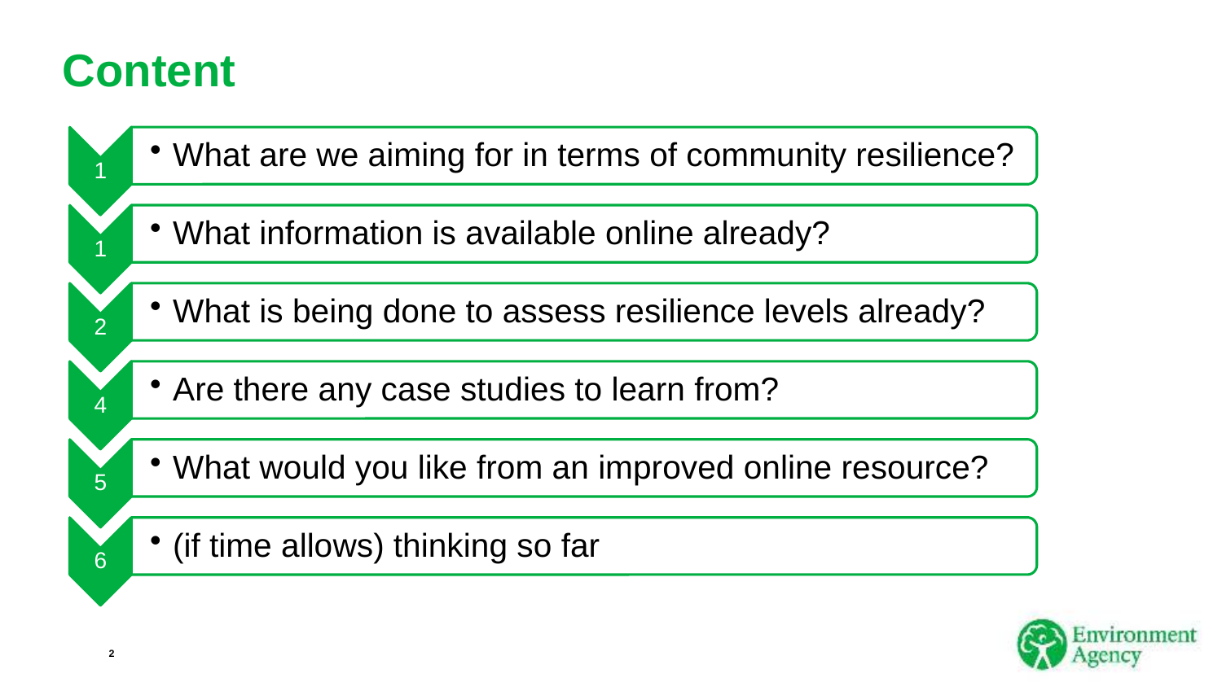# Content

1. What are we aiming for in terms of community resilience?
1. What information is available online already?
2. What is being done to assess resilience levels already?
4. Are there any case studies to learn from?
5. What would you like from an improved online resource?
6. (if time allows) thinking so far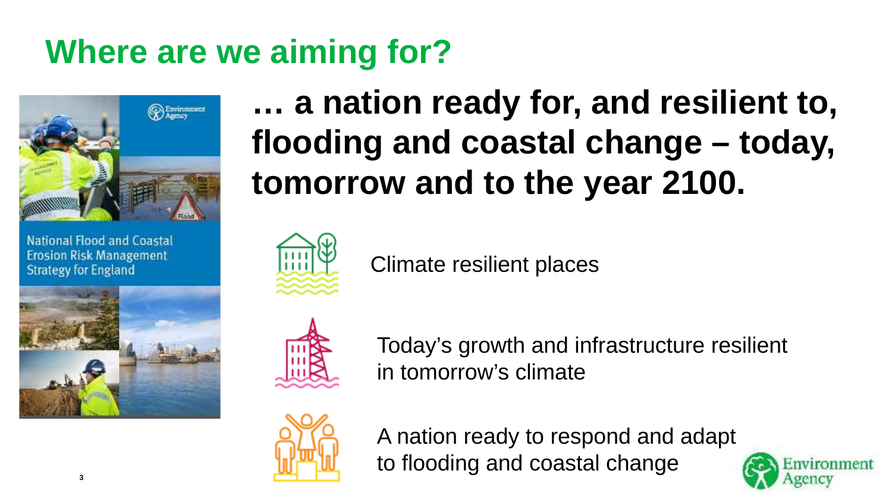# Where are we aiming for?

National Flood and Coastal Erosion Risk Management Strategy for England

**… a nation ready for, and resilient to, flooding and coastal change – today, tomorrow and to the year 2100.**

- Climate resilient places
- Today's growth and infrastructure resilient in tomorrow's climate
- A nation ready to respond and adapt to flooding and coastal change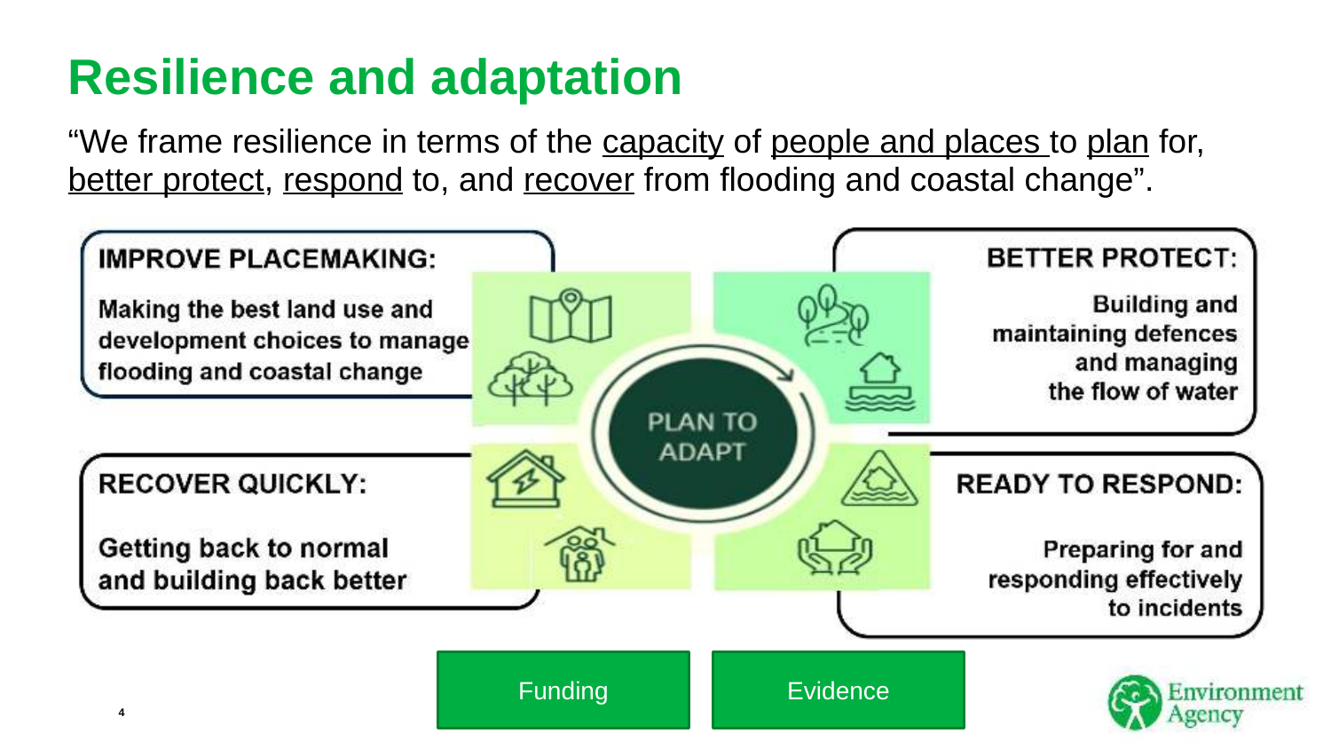# Resilience and adaptation

"We frame resilience in terms of the capacity of people and places to plan for, better protect, respond to, and recover from flooding and coastal change".

**IMPROVE PLACEMAKING:**

Making the best land use and development choices to manage flooding and coastal change

**BETTER PROTECT:**

Building and maintaining defences and managing the flow of water

**PLAN TO ADAPT**

**RECOVER QUICKLY:**

Getting back to normal and building back better

**READY TO RESPOND:**

Preparing for and responding effectively to incidents

Funding

Evidence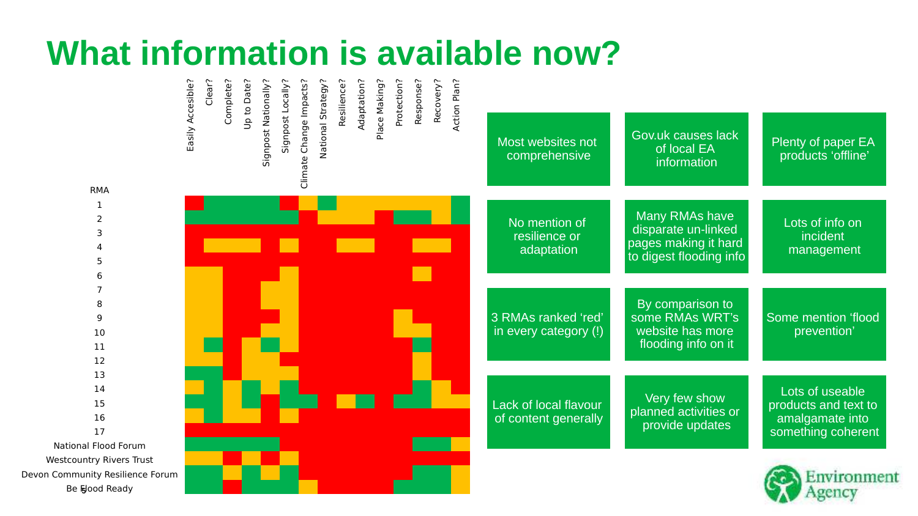# What information is available now?

| RMA | Easily Accesible? | Clear? | Complete? | Up to Date? | Signpost Nationally? | Signpost Locally? | Climate Change Impacts? | National Strategy? | Resilience? | Adaptation? | Place Making? | Protection? | Response? | Recovery? | Action Plan? |
|---|---|---|---|---|---|---|---|---|---|---|---|---|---|---|---|
| 1 | Red | Green | Green | Green | Green | Red | Amber | Green | Amber | Amber | Amber | Amber | Amber | Amber | Green |
| 2 | Green | Green | Green | Green | Green | Green | Red | Amber | Amber | Amber | Red | Green | Green | Amber | Green |
| 3 | Red | Red | Red | Red | Red | Red | Red | Red | Red | Red | Red | Red | Red | Red | Red |
| 4 | Red | Amber | Amber | Amber | Red | Amber | Red | Red | Amber | Amber | Red | Red | Amber | Amber | Red |
| 5 | Red | Red | Red | Red | Red | Red | Red | Red | Red | Red | Red | Red | Red | Red | Red |
| 6 | Amber | Amber | Red | Red | Red | Amber | Red | Red | Red | Red | Red | Red | Amber | Red | Red |
| 7 | Amber | Amber | Red | Red | Amber | Amber | Red | Red | Red | Red | Red | Red | Red | Red | Red |
| 8 | Amber | Amber | Red | Red | Amber | Amber | Red | Red | Red | Red | Red | Red | Red | Red | Red |
| 9 | Amber | Amber | Red | Red | Red | Amber | Red | Red | Red | Red | Red | Amber | Red | Red | Red |
| 10 | Amber | Amber | Red | Red | Amber | Amber | Red | Red | Red | Red | Red | Amber | Amber | Red | Red |
| 11 | Amber | Green | Red | Amber | Green | Amber | Red | Red | Red | Red | Red | Red | Green | Red | Red |
| 12 | Amber | Amber | Red | Amber | Amber | Red | Red | Red | Red | Red | Red | Red | Amber | Red | Red |
| 13 | Green | Green | Red | Amber | Amber | Amber | Red | Red | Red | Red | Red | Red | Amber | Red | Red |
| 14 | Amber | Green | Amber | Green | Amber | Green | Red | Red | Red | Red | Red | Red | Green | Amber | Red |
| 15 | Green | Green | Amber | Green | Red | Green | Green | Red | Amber | Green | Red | Green | Green | Amber | Amber |
| 16 | Amber | Green | Amber | Amber | Red | Amber | Red | Red | Red | Red | Red | Red | Red | Red | Red |
| 17 | Red | Red | Red | Red | Red | Red | Red | Red | Red | Red | Red | Red | Red | Red | Red |
| National Flood Forum | Green | Green | Green | Green | Green | Green | Red | Red | Red | Red | Red | Red | Green | Green | Amber |
| Westcountry Rivers Trust | Amber | Amber | Red | Amber | Red | Amber | Red | Red | Red | Red | Red | Red | Red | Red | Red |
| Devon Community Resilience Forum | Green | Green | Amber | Green | Amber | Green | Red | Red | Red | Red | Red | Red | Green | Green | Amber |
| Be Flood Ready | Green | Green | Red | Green | Green | Green | Amber | Red | Red | Red | Red | Green | Green | Green | Amber |

- Most websites not comprehensive
- Gov.uk causes lack of local EA information
- Plenty of paper EA products 'offline'
- No mention of resilience or adaptation
- Many RMAs have disparate un-linked pages making it hard to digest flooding info
- Lots of info on incident management
- 3 RMAs ranked 'red' in every category (!)
- By comparison to some RMAs WRT's website has more flooding info on it
- Some mention 'flood prevention'
- Lack of local flavour of content generally
- Very few show planned activities or provide updates
- Lots of useable products and text to amalgamate into something coherent

Environment Agency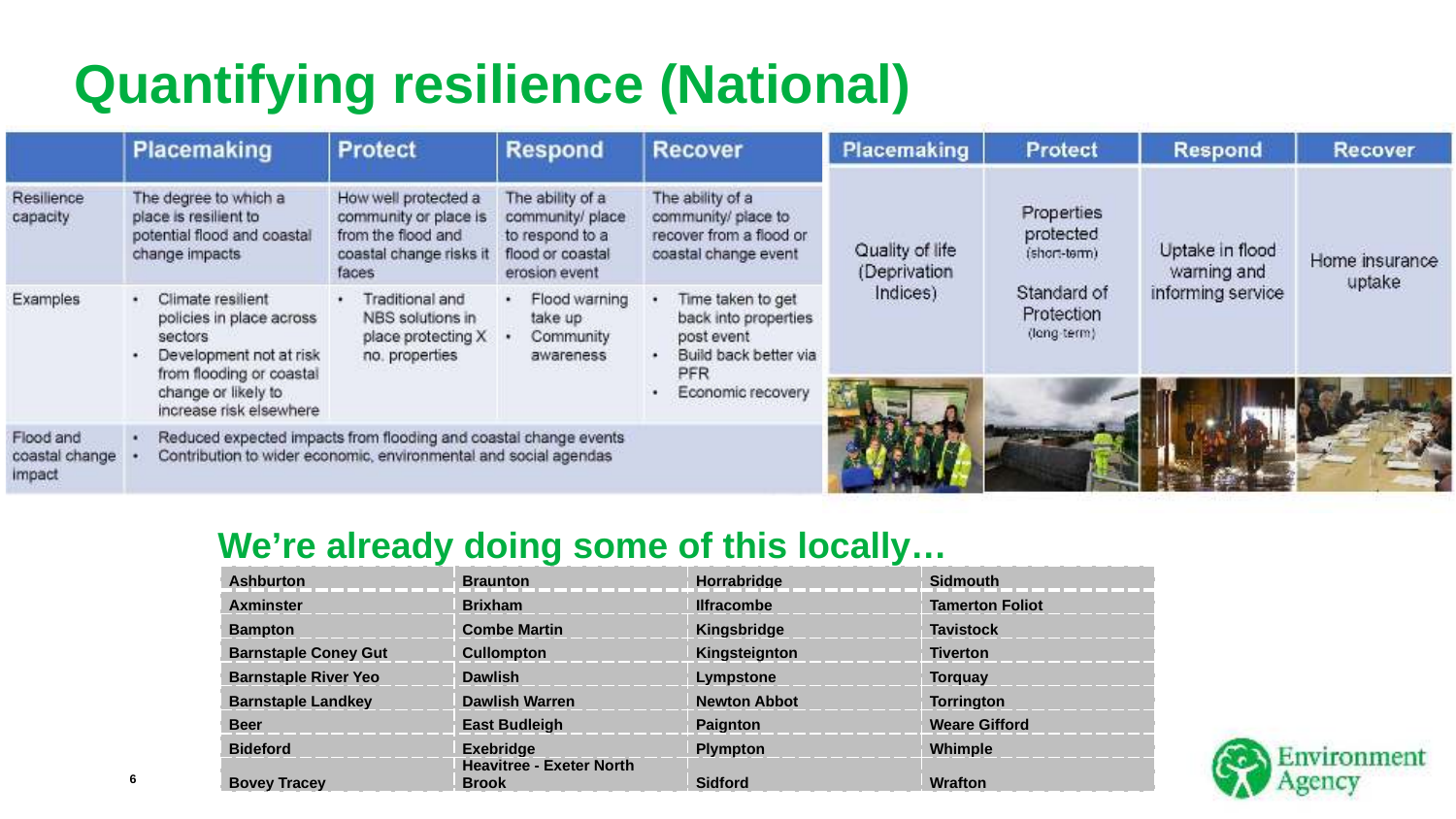# Quantifying resilience (National)

| | Placemaking | Protect | Respond | Recover |
|---|---|---|---|---|
| Resilience capacity | The degree to which a place is resilient to potential flood and coastal change impacts | How well protected a community or place is from the flood and coastal change risks it faces | The ability of a community/ place to respond to a flood or coastal erosion event | The ability of a community/ place to recover from a flood or coastal change event |
| Examples | • Climate resilient policies in place across sectors<br>• Development not at risk from flooding or coastal change or likely to increase risk elsewhere | • Traditional and NBS solutions in place protecting X no. properties | • Flood warning take up<br>• Community awareness | • Time taken to get back into properties post event<br>• Build back better via PFR<br>• Economic recovery |
| Flood and coastal change impact | • Reduced expected impacts from flooding and coastal change events<br>• Contribution to wider economic, environmental and social agendas | | | |

| Placemaking | Protect | Respond | Recover |
|---|---|---|---|
| Quality of life (Deprivation Indices) | Properties protected (short-term)<br>Standard of Protection (long-term) | Uptake in flood warning and informing service | Home insurance uptake |

## We're already doing some of this locally…

| | | | |
|---|---|---|---|
| **Ashburton** | **Braunton** | **Horrabridge** | **Sidmouth** |
| **Axminster** | **Brixham** | **Ilfracombe** | **Tamerton Foliot** |
| **Bampton** | **Combe Martin** | **Kingsbridge** | **Tavistock** |
| **Barnstaple Coney Gut** | **Cullompton** | **Kingsteignton** | **Tiverton** |
| **Barnstaple River Yeo** | **Dawlish** | **Lympstone** | **Torquay** |
| **Barnstaple Landkey** | **Dawlish Warren** | **Newton Abbot** | **Torrington** |
| **Beer** | **East Budleigh** | **Paignton** | **Weare Gifford** |
| **Bideford** | **Exebridge** | **Plympton** | **Whimple** |
| **Bovey Tracey** | **Heavitree - Exeter North Brook** | **Sidford** | **Wrafton** |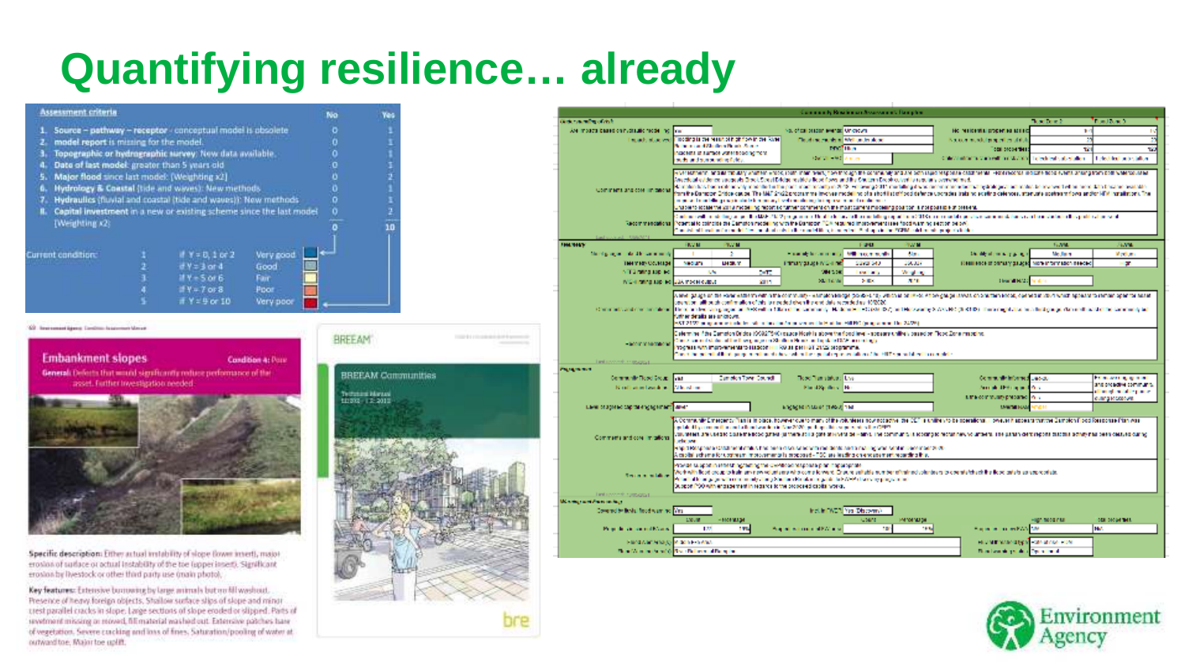# Quantifying resilience… already

| Assessment criteria | No | Yes |
|---|---|---|
| 1. **Source – pathway – receptor** - conceptual model is obsolete | 0 | 1 |
| 2. **model report** is missing for the model. | 0 | 1 |
| 3. **Topographic or hydrographic survey**: New data available. | 0 | 1 |
| 4. **Date of last model**: greater than 5 years old | 0 | 1 |
| 5. **Major flood** since last model: [Weighting x2] | 0 | 2 |
| 6. **Hydrology & Coastal** (tide and waves): New methods | 0 | 1 |
| 7. **Hydraulics** (fluvial and coastal (tide and waves)): New methods | 0 | 1 |
| 8. **Capital investment** in a new or existing scheme since the last model [Weighting x2] | 0 | 2 |
| | 0 | 10 |

| Current condition: | | | |
|---|---|---|---|
| | 1 | if Y = 0, 1 or 2 | Very good |
| | 2 | if Y = 3 or 4 | Good |
| | 3 | if Y = 5 or 6 | Fair |
| | 4 | if Y = 7 or 8 | Poor |
| | 5 | if Y = 9 or 10 | Very poor |

Environment Agency Condition Assessment Manual

## Embankment slopes

**Condition 4: Poor**

**General:** Defects that would significantly reduce performance of the asset. Further investigation needed

**Specific description:** Either actual instability of slope (lower inset), major erosion of surface or actual instability of the toe (upper inset). Significant erosion by livestock or other third party use (main photo).

**Key features:** Extensive burrowing by large animals but no fill washout. Presence of heavy foreign objects. Shallow surface slips of slope and minor crest parallel cracks in slope. Large sections of slope eroded or slipped. Parts of revetment missing or moved, fill material washed out. Extensive patches bare of vegetation. Severe cracking and loss of fines. Saturation/pooling of water at outward toe. Major toe uplift.

BREEAM

BREEAM Communities

Technical Manual
SD202 - 1.2:2012

bre

Community Resilience Assessment Template

Environment Agency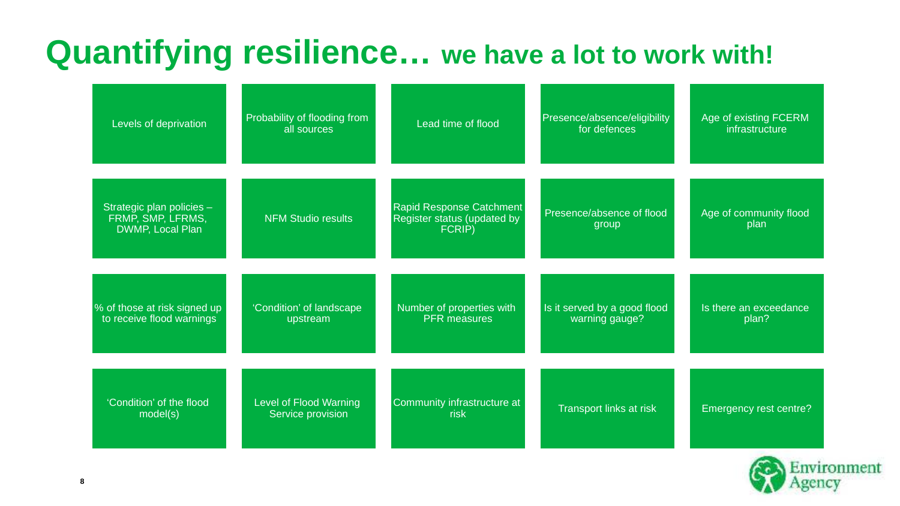# Quantifying resilience… we have a lot to work with!

| | | | | |
|---|---|---|---|---|
| Levels of deprivation | Probability of flooding from all sources | Lead time of flood | Presence/absence/eligibility for defences | Age of existing FCERM infrastructure |
| Strategic plan policies – FRMP, SMP, LFRMS, DWMP, Local Plan | NFM Studio results | Rapid Response Catchment Register status (updated by FCRIP) | Presence/absence of flood group | Age of community flood plan |
| % of those at risk signed up to receive flood warnings | 'Condition' of landscape upstream | Number of properties with PFR measures | Is it served by a good flood warning gauge? | Is there an exceedance plan? |
| 'Condition' of the flood model(s) | Level of Flood Warning Service provision | Community infrastructure at risk | Transport links at risk | Emergency rest centre? |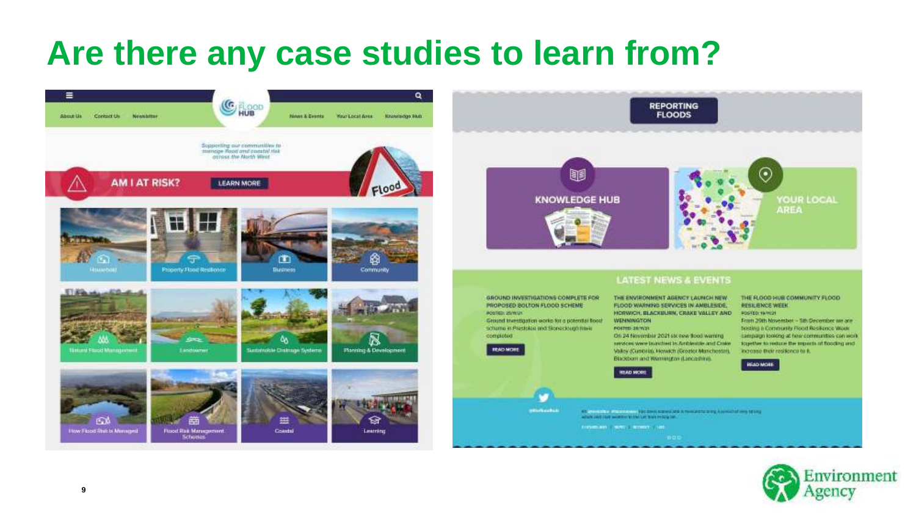# Are there any case studies to learn from?

About Us | Contact Us | Newsletter | News & Events | Your Local Area | Knowledge Hub

Supporting our communities to manage flood and coastal risk across the North West

AM I AT RISK? LEARN MORE

Household | Property Flood Resilience | Business | Community

Natural Flood Management | Landowner | Sustainable Drainage Systems | Planning & Development

How Flood Risk is Managed | Flood Risk Management Schemes | Coastal | Learning

REPORTING FLOODS

KNOWLEDGE HUB

YOUR LOCAL AREA

LATEST NEWS & EVENTS

GROUND INVESTIGATIONS COMPLETE FOR PROPOSED BOLTON FLOOD SCHEME

Ground investigation works for a potential flood scheme in Prestolee and Stoneclough have completed

READ MORE

THE ENVIRONMENT AGENCY LAUNCH NEW FLOOD WARNING SERVICES IN AMBLESIDE, HORWICH, BLACKBURN, CRAKE VALLEY AND WENNINGTON

On 24 November 2021 six new flood warning services were launched in Ambleside and Crake Valley (Cumbria), Horwich (Greater Manchester), Blackburn and Wennington (Lancashire).

READ MORE

THE FLOOD HUB COMMUNITY FLOOD RESILIENCE WEEK

From 29th November – 5th December we are hosting a Community Flood Resilience Week campaign looking at how communities can work together to reduce the impacts of flooding and increase their resilience to it.

READ MORE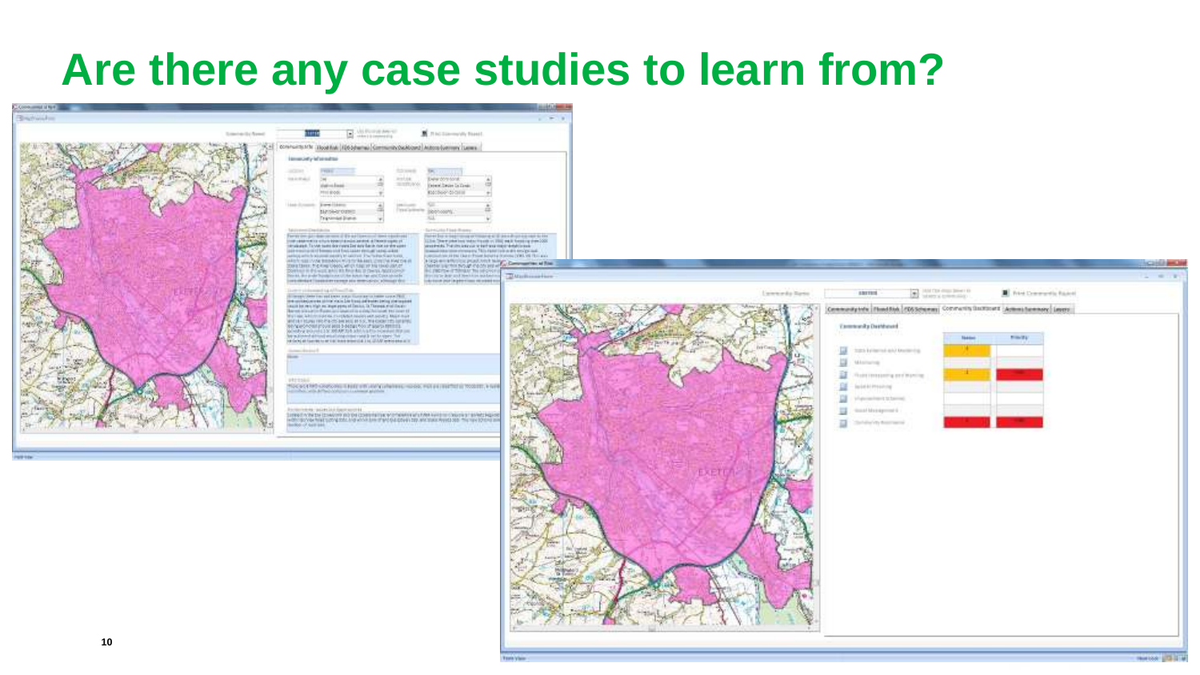# Are there any case studies to learn from?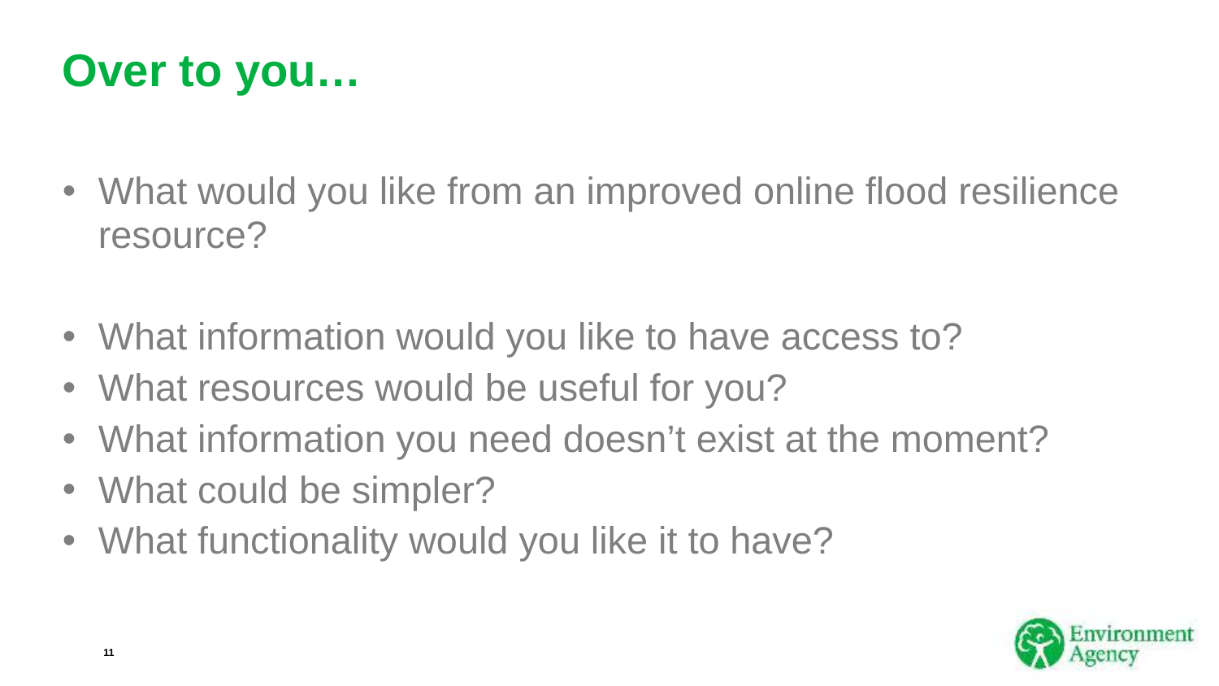# Over to you…

- What would you like from an improved online flood resilience resource?

- What information would you like to have access to?
- What resources would be useful for you?
- What information you need doesn't exist at the moment?
- What could be simpler?
- What functionality would you like it to have?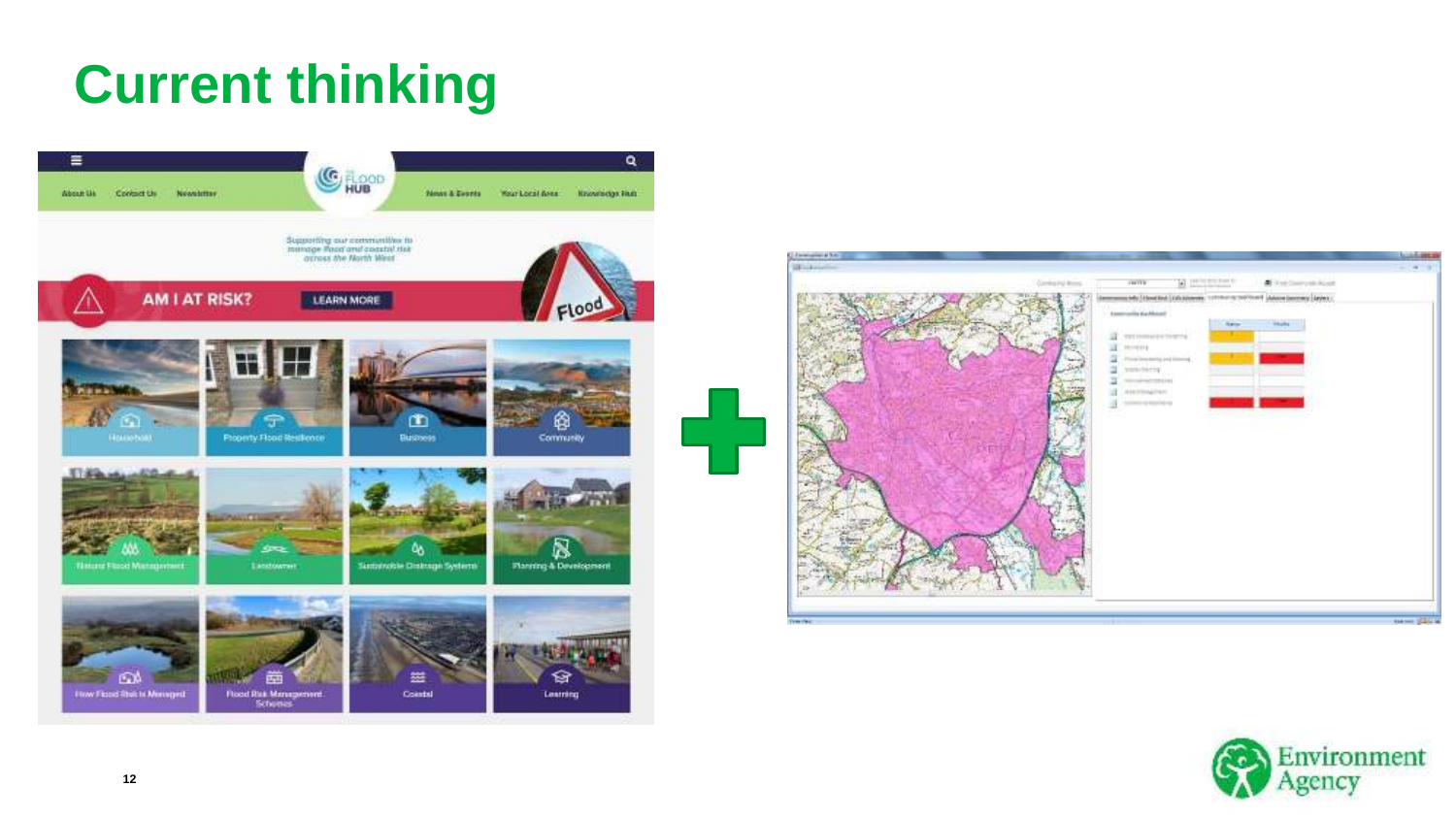# Current thinking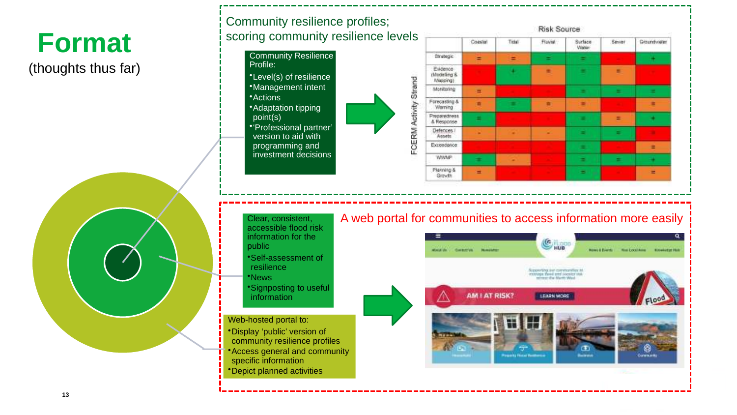# Format

(thoughts thus far)

## Community resilience profiles; scoring community resilience levels

Community Resilience Profile:

- Level(s) of resilience
- Management intent
- Actions
- Adaptation tipping point(s)
- 'Professional partner' version to aid with programming and investment decisions

Risk Source

| FCERM Activity Strand | Coastal | Tidal | Fluvial | Surface Water | Sewer | Groundwater |
|---|---|---|---|---|---|---|
| Strategic | = | = | = | = | - | + |
| Evidence (Modelling & Mapping) | - | + | = | = | = | - |
| Monitoring | = | - | - | = | = | = |
| Forecasting & Warning | = | = | = | = | - | = |
| Preparedness & Response | = | - | - | = | = | + |
| Defences / Assets | - | - | - | = | = | = |
| Exceedance | - | - | - | = | - | = |
| WWNP | = | - | - | = | = | + |
| Planning & Growth | = | - | - | = | - | = |

## A web portal for communities to access information more easily

Clear, consistent, accessible flood risk information for the public

- Self-assessment of resilience
- News
- Signposting to useful information

Web-hosted portal to:

- Display 'public' version of community resilience profiles
- Access general and community specific information
- Depict planned activities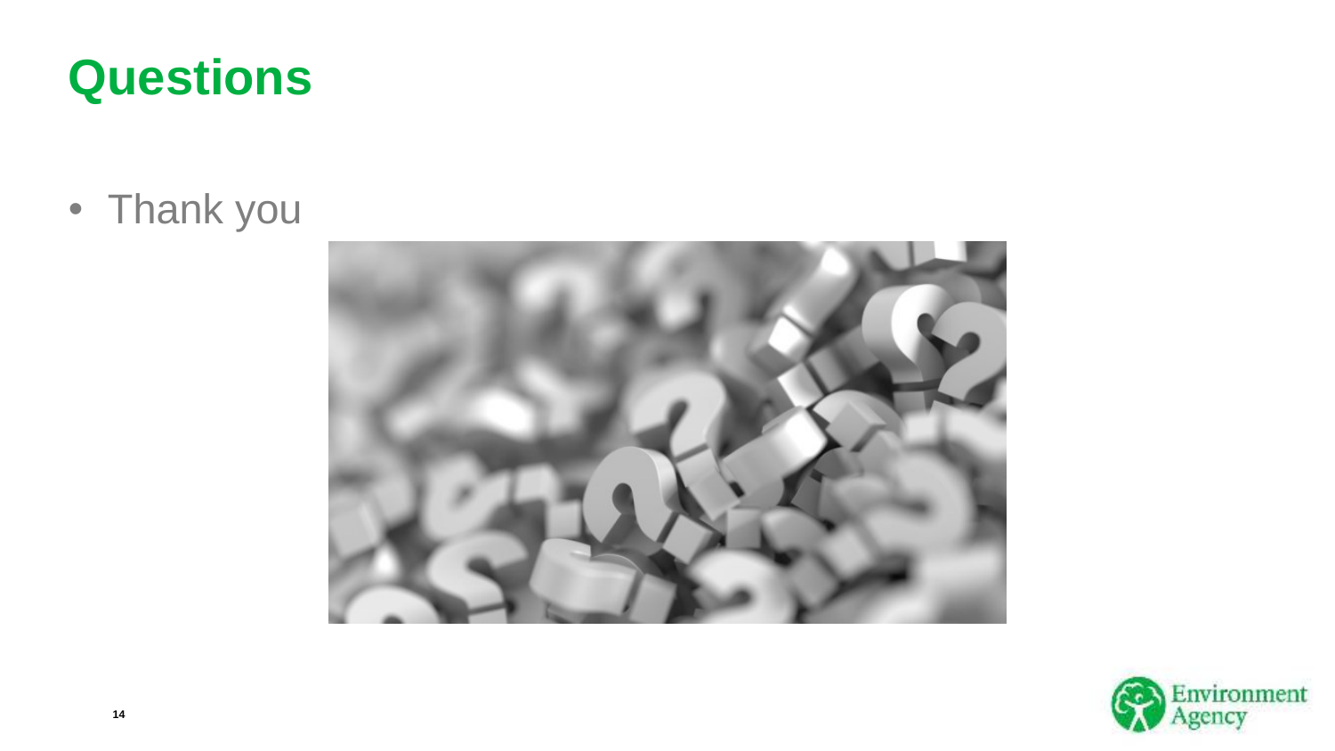# Questions

- Thank you